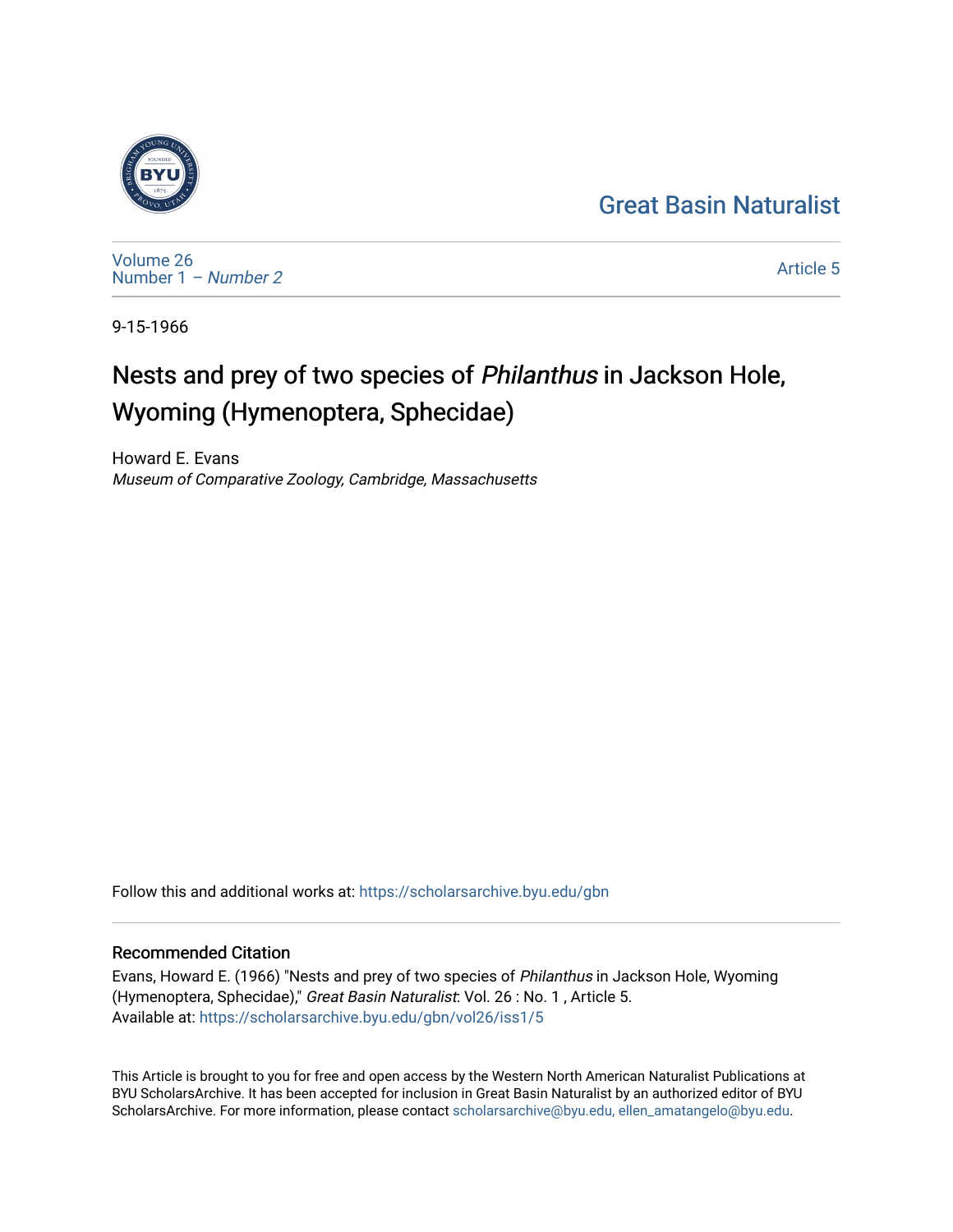Great Basin Naturalist

Volume 26
Number 1 – *Number 2*

Article 5

9-15-1966

# Nests and prey of two species of *Philanthus* in Jackson Hole, Wyoming (Hymenoptera, Sphecidae)

Howard E. Evans
*Museum of Comparative Zoology, Cambridge, Massachusetts*

Follow this and additional works at: https://scholarsarchive.byu.edu/gbn

## Recommended Citation

Evans, Howard E. (1966) "Nests and prey of two species of *Philanthus* in Jackson Hole, Wyoming (Hymenoptera, Sphecidae)," *Great Basin Naturalist*: Vol. 26 : No. 1 , Article 5.
Available at: https://scholarsarchive.byu.edu/gbn/vol26/iss1/5

This Article is brought to you for free and open access by the Western North American Naturalist Publications at BYU ScholarsArchive. It has been accepted for inclusion in Great Basin Naturalist by an authorized editor of BYU ScholarsArchive. For more information, please contact scholarsarchive@byu.edu, ellen_amatangelo@byu.edu.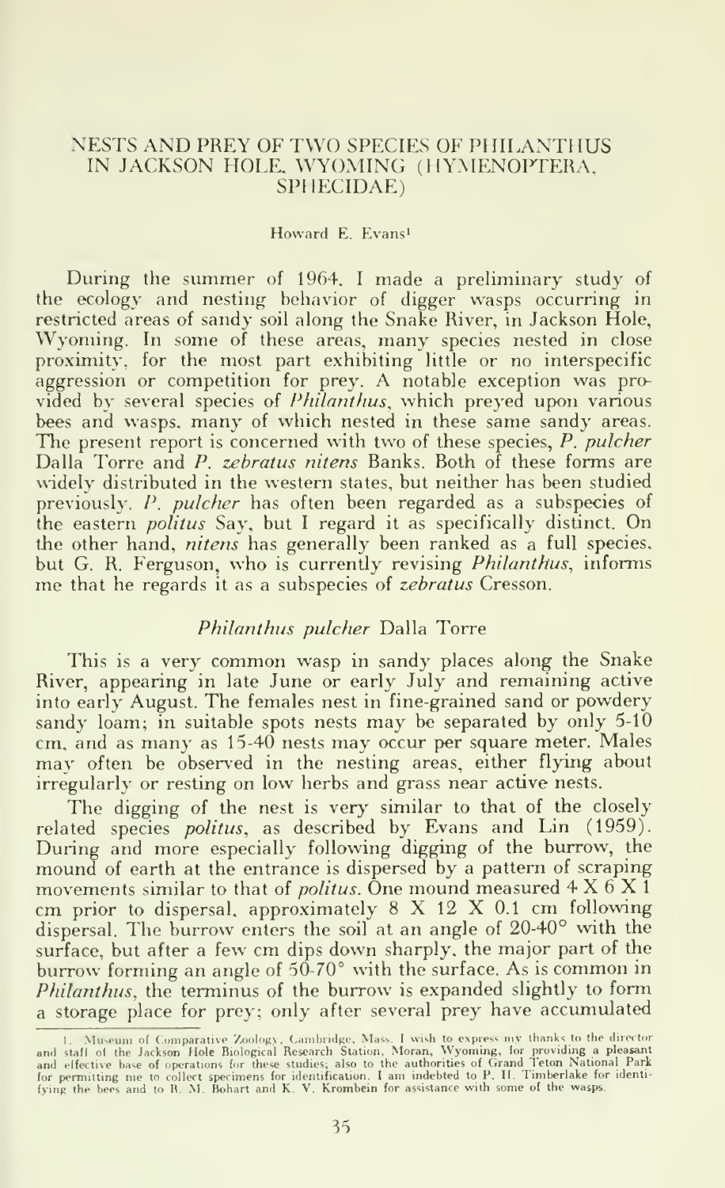# NESTS AND PREY OF TWO SPECIES OF PHILANTHUS IN JACKSON HOLE, WYOMING (HYMENOPTERA, SPHECIDAE)

Howard E. Evans[1]

During the summer of 1964, I made a preliminary study of the ecology and nesting behavior of digger wasps occurring in restricted areas of sandy soil along the Snake River, in Jackson Hole, Wyoming. In some of these areas, many species nested in close proximity, for the most part exhibiting little or no interspecific aggression or competition for prey. A notable exception was provided by several species of *Philanthus*, which preyed upon various bees and wasps, many of which nested in these same sandy areas. The present report is concerned with two of these species, *P. pulcher* Dalla Torre and *P. zebratus nitens* Banks. Both of these forms are widely distributed in the western states, but neither has been studied previously. *P. pulcher* has often been regarded as a subspecies of the eastern *politus* Say, but I regard it as specifically distinct. On the other hand, *nitens* has generally been ranked as a full species, but G. R. Ferguson, who is currently revising *Philanthus*, informs me that he regards it as a subspecies of *zebratus* Cresson.

## *Philanthus pulcher* Dalla Torre

This is a very common wasp in sandy places along the Snake River, appearing in late June or early July and remaining active into early August. The females nest in fine-grained sand or powdery sandy loam; in suitable spots nests may be separated by only 5-10 cm, and as many as 15-40 nests may occur per square meter. Males may often be observed in the nesting areas, either flying about irregularly or resting on low herbs and grass near active nests.

The digging of the nest is very similar to that of the closely related species *politus*, as described by Evans and Lin (1959). During and more especially following digging of the burrow, the mound of earth at the entrance is dispersed by a pattern of scraping movements similar to that of *politus*. One mound measured 4 X 6 X 1 cm prior to dispersal, approximately 8 X 12 X 0.1 cm following dispersal. The burrow enters the soil at an angle of 20-40° with the surface, but after a few cm dips down sharply, the major part of the burrow forming an angle of 50-70° with the surface. As is common in *Philanthus*, the terminus of the burrow is expanded slightly to form a storage place for prey; only after several prey have accumulated

1. Museum of Comparative Zoology, Cambridge, Mass. I wish to express my thanks to the director and staff of the Jackson Hole Biological Research Station, Moran, Wyoming, for providing a pleasant and effective base of operations for these studies; also to the authorities of Grand Teton National Park for permitting me to collect specimens for identification. I am indebted to P. H. Timberlake for identifying the bees and to R. M. Bohart and K. V. Krombein for assistance with some of the wasps.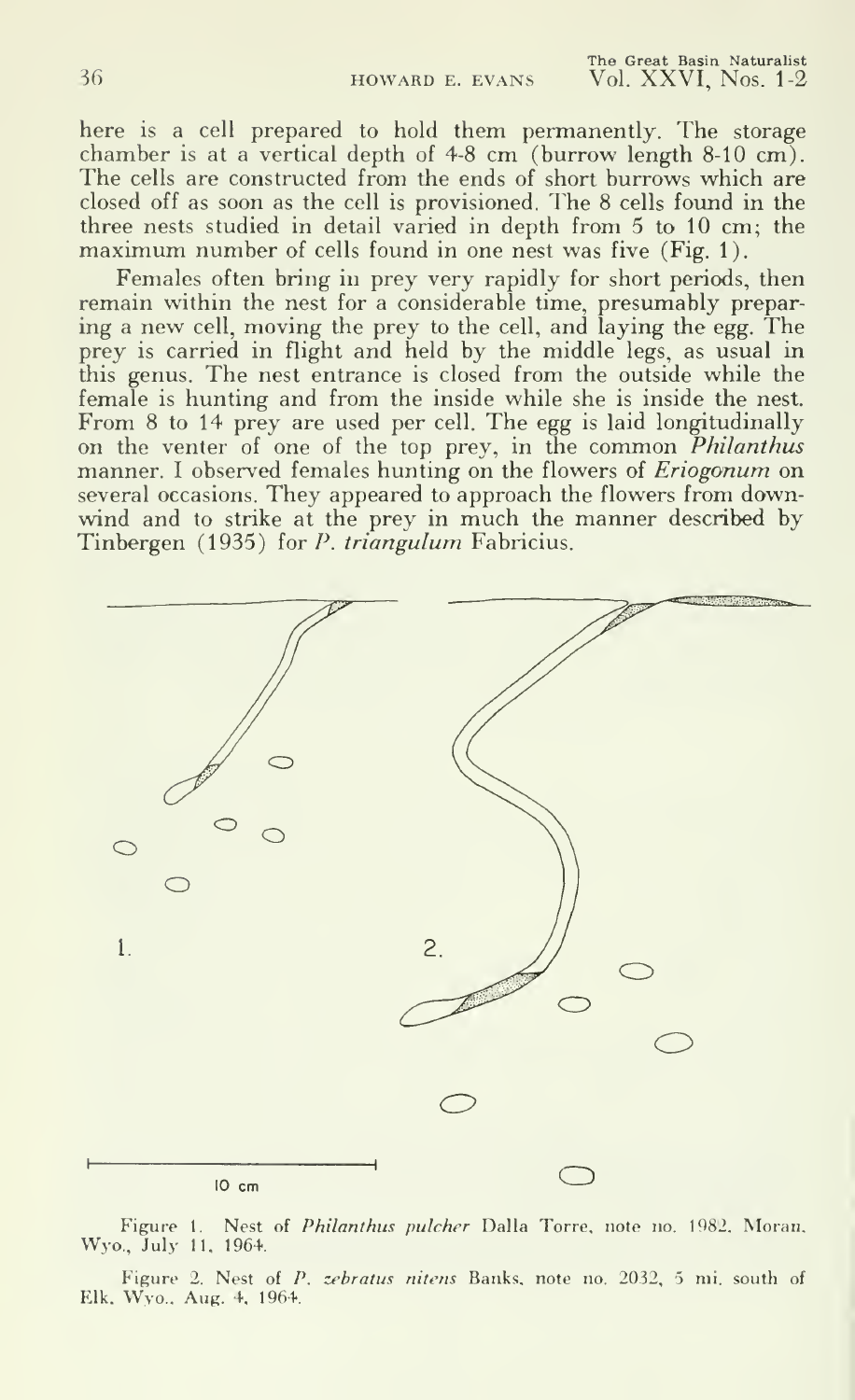here is a cell prepared to hold them permanently. The storage chamber is at a vertical depth of 4-8 cm (burrow length 8-10 cm). The cells are constructed from the ends of short burrows which are closed off as soon as the cell is provisioned. The 8 cells found in the three nests studied in detail varied in depth from 5 to 10 cm; the maximum number of cells found in one nest was five (Fig. 1).

Females often bring in prey very rapidly for short periods, then remain within the nest for a considerable time, presumably preparing a new cell, moving the prey to the cell, and laying the egg. The prey is carried in flight and held by the middle legs, as usual in this genus. The nest entrance is closed from the outside while the female is hunting and from the inside while she is inside the nest. From 8 to 14 prey are used per cell. The egg is laid longitudinally on the venter of one of the top prey, in the common *Philanthus* manner. I observed females hunting on the flowers of *Eriogonum* on several occasions. They appeared to approach the flowers from downwind and to strike at the prey in much the manner described by Tinbergen (1935) for *P. triangulum* Fabricius.

1. 2.

10 cm

Figure 1. Nest of *Philanthus pulcher* Dalla Torre, note no. 1982, Moran, Wyo., July 11, 1964.

Figure 2. Nest of *P. zebratus nitens* Banks, note no. 2032, 5 mi. south of Elk, Wyo., Aug. 4, 1964.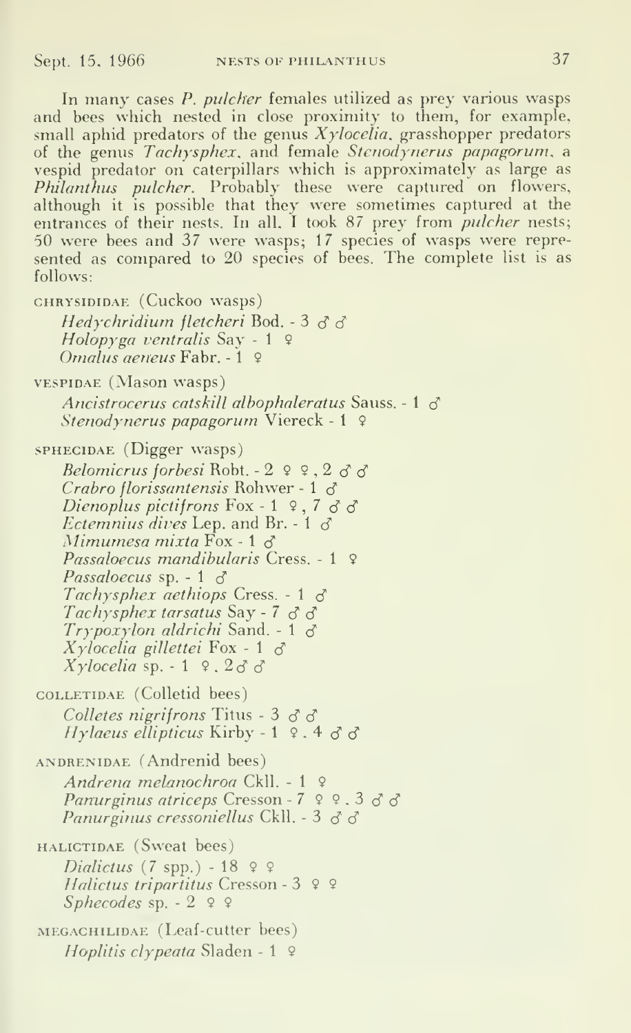In many cases *P. pulcher* females utilized as prey various wasps and bees which nested in close proximity to them, for example, small aphid predators of the genus *Xylocelia*, grasshopper predators of the genus *Tachysphex*, and female *Stenodynerus papagorum*, a vespid predator on caterpillars which is approximately as large as *Philanthus pulcher*. Probably these were captured on flowers, although it is possible that they were sometimes captured at the entrances of their nests. In all, I took 87 prey from *pulcher* nests; 50 were bees and 37 were wasps; 17 species of wasps were represented as compared to 20 species of bees. The complete list is as follows:

CHRYSIDIDAE (Cuckoo wasps)
- *Hedychridium fletcheri* Bod. - 3 ♂♂
- *Holopyga ventralis* Say - 1 ♀
- *Omalus aeneus* Fabr. - 1 ♀

VESPIDAE (Mason wasps)
- *Ancistrocerus catskill albophaleratus* Sauss. - 1 ♂
- *Stenodynerus papagorum* Viereck - 1 ♀

SPHECIDAE (Digger wasps)
- *Belomicrus forbesi* Robt. - 2 ♀♀, 2 ♂♂
- *Crabro florissantensis* Rohwer - 1 ♂
- *Dienoplus pictifrons* Fox - 1 ♀, 7 ♂♂
- *Ectemnius dives* Lep. and Br. - 1 ♂
- *Mimumesa mixta* Fox - 1 ♂
- *Passaloecus mandibularis* Cress. - 1 ♀
- *Passaloecus* sp. - 1 ♂
- *Tachysphex aethiops* Cress. - 1 ♂
- *Tachysphex tarsatus* Say - 7 ♂♂
- *Trypoxylon aldrichi* Sand. - 1 ♂
- *Xylocelia gillettei* Fox - 1 ♂
- *Xylocelia* sp. - 1 ♀, 2♂♂

COLLETIDAE (Colletid bees)
- *Colletes nigrifrons* Titus - 3 ♂♂
- *Hylaeus ellipticus* Kirby - 1 ♀, 4 ♂♂

ANDRENIDAE (Andrenid bees)
- *Andrena melanochroa* Ckll. - 1 ♀
- *Panurginus atriceps* Cresson - 7 ♀♀, 3 ♂♂
- *Panurginus cressoniellus* Ckll. - 3 ♂♂

HALICTIDAE (Sweat bees)
- *Dialictus* (7 spp.) - 18 ♀♀
- *Halictus tripartitus* Cresson - 3 ♀♀
- *Sphecodes* sp. - 2 ♀♀

MEGACHILIDAE (Leaf-cutter bees)
- *Hoplitis clypeata* Sladen - 1 ♀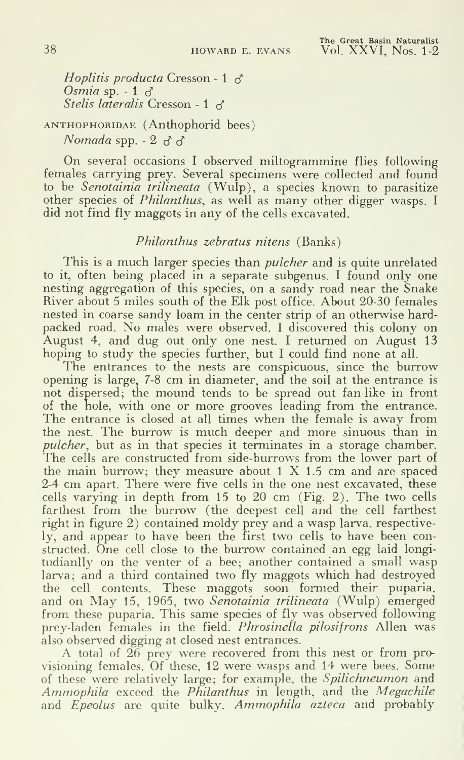*Hoplitis producta* Cresson - 1 ♂
*Osmia* sp. - 1 ♂
*Stelis lateralis* Cresson - 1 ♂

ANTHOPHORIDAE (Anthophorid bees)
*Nomada* spp. - 2 ♂♂

On several occasions I observed miltogrammine flies following females carrying prey. Several specimens were collected and found to be *Senotainia trilineata* (Wulp), a species known to parasitize other species of *Philanthus*, as well as many other digger wasps. I did not find fly maggots in any of the cells excavated.

### *Philanthus zebratus nitens* (Banks)

This is a much larger species than *pulcher* and is quite unrelated to it, often being placed in a separate subgenus. I found only one nesting aggregation of this species, on a sandy road near the Snake River about 5 miles south of the Elk post office. About 20-30 females nested in coarse sandy loam in the center strip of an otherwise hard-packed road. No males were observed. I discovered this colony on August 4, and dug out only one nest. I returned on August 13 hoping to study the species further, but I could find none at all.

The entrances to the nests are conspicuous, since the burrow opening is large, 7-8 cm in diameter, and the soil at the entrance is not dispersed; the mound tends to be spread out fan-like in front of the hole, with one or more grooves leading from the entrance. The entrance is closed at all times when the female is away from the nest. The burrow is much deeper and more sinuous than in *pulcher*, but as in that species it terminates in a storage chamber. The cells are constructed from side-burrows from the lower part of the main burrow; they measure about 1 X 1.5 cm and are spaced 2-4 cm apart. There were five cells in the one nest excavated, these cells varying in depth from 15 to 20 cm (Fig. 2). The two cells farthest from the burrow (the deepest cell and the cell farthest right in figure 2) contained moldy prey and a wasp larva, respectively, and appear to have been the first two cells to have been constructed. One cell close to the burrow contained an egg laid longitudianlly on the venter of a bee; another contained a small wasp larva; and a third contained two fly maggots which had destroyed the cell contents. These maggots soon formed their puparia, and on May 15, 1965, two *Senotainia trilineata* (Wulp) emerged from these puparia. This same species of fly was observed following prey-laden females in the field. *Phrosinella pilosifrons* Allen was also observed digging at closed nest entrances.

A total of 26 prey were recovered from this nest or from provisioning females. Of these, 12 were wasps and 14 were bees. Some of these were relatively large; for example, the *Spilichneumon* and *Ammophila* exceed the *Philanthus* in length, and the *Megachile* and *Epeolus* are quite bulky. *Ammophila azteca* and probably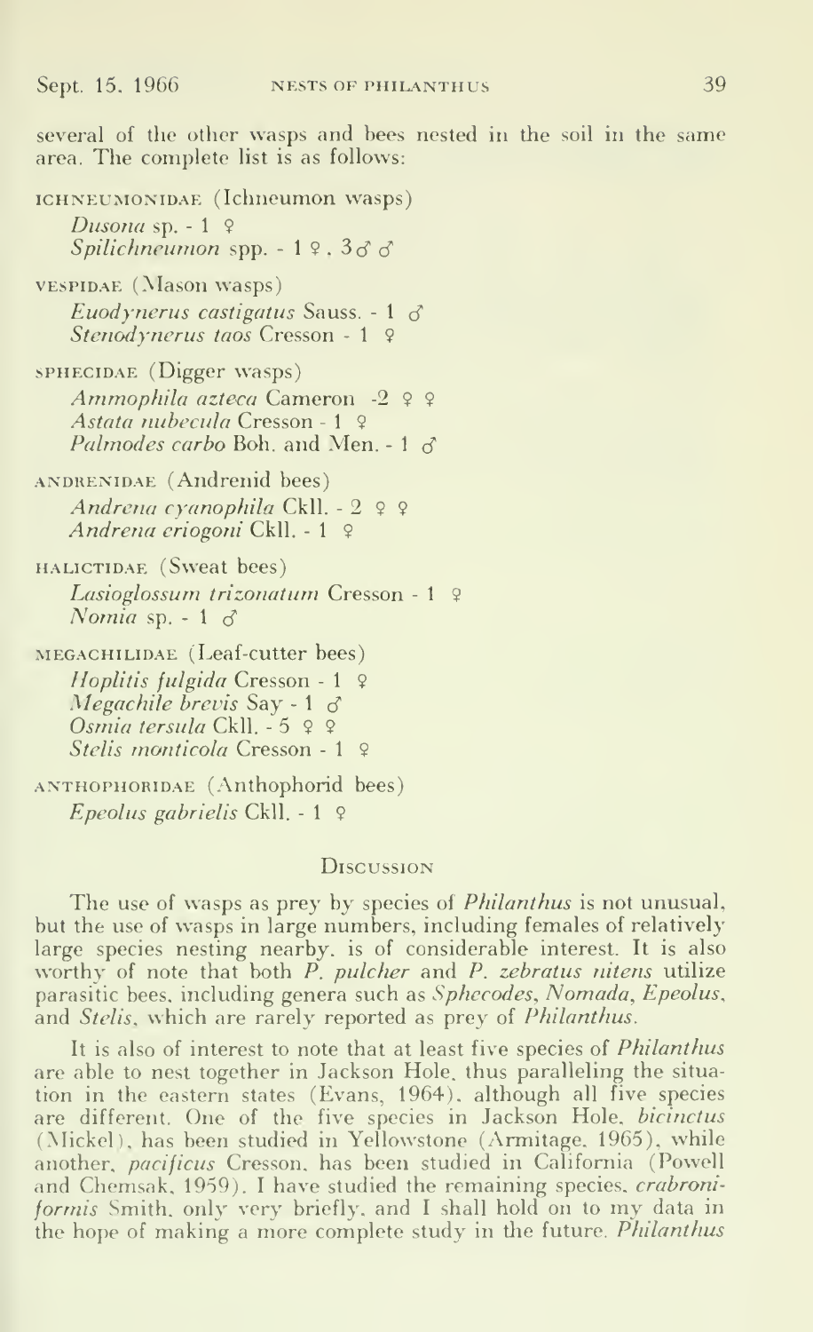several of the other wasps and bees nested in the soil in the same area. The complete list is as follows:

ICHNEUMONIDAE (Ichneumon wasps)
- *Dusona* sp. - 1 ♀
- *Spilichneumon* spp. - 1 ♀, 3♂♂

VESPIDAE (Mason wasps)
- *Euodynerus castigatus* Sauss. - 1 ♂
- *Stenodynerus taos* Cresson - 1 ♀

SPHECIDAE (Digger wasps)
- *Ammophila azteca* Cameron -2 ♀♀
- *Astata nubecula* Cresson - 1 ♀
- *Palmodes carbo* Boh. and Men. - 1 ♂

ANDRENIDAE (Andrenid bees)
- *Andrena cyanophila* Ckll. - 2 ♀♀
- *Andrena eriogoni* Ckll. - 1 ♀

HALICTIDAE (Sweat bees)
- *Lasioglossum trizonatum* Cresson - 1 ♀
- *Nomia* sp. - 1 ♂

MEGACHILIDAE (Leaf-cutter bees)
- *Hoplitis fulgida* Cresson - 1 ♀
- *Megachile brevis* Say - 1 ♂
- *Osmia tersula* Ckll. - 5 ♀♀
- *Stelis monticola* Cresson - 1 ♀

ANTHOPHORIDAE (Anthophorid bees)
- *Epeolus gabrielis* Ckll. - 1 ♀

## Discussion

The use of wasps as prey by species of *Philanthus* is not unusual, but the use of wasps in large numbers, including females of relatively large species nesting nearby, is of considerable interest. It is also worthy of note that both *P. pulcher* and *P. zebratus nitens* utilize parasitic bees, including genera such as *Sphecodes*, *Nomada*, *Epeolus*, and *Stelis*, which are rarely reported as prey of *Philanthus*.

It is also of interest to note that at least five species of *Philanthus* are able to nest together in Jackson Hole, thus paralleling the situation in the eastern states (Evans, 1964), although all five species are different. One of the five species in Jackson Hole, *bicinctus* (Mickel), has been studied in Yellowstone (Armitage, 1965), while another, *pacificus* Cresson, has been studied in California (Powell and Chemsak, 1959). I have studied the remaining species, *crabroniformis* Smith, only very briefly, and I shall hold on to my data in the hope of making a more complete study in the future. *Philanthus*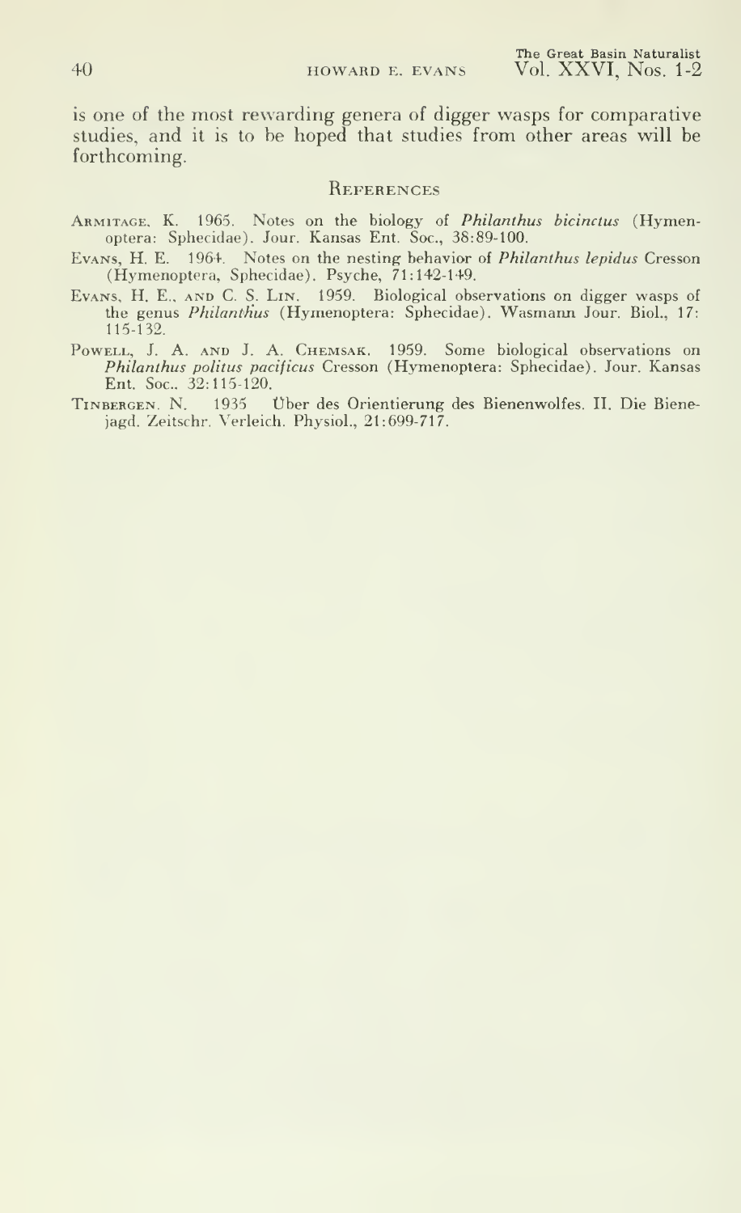is one of the most rewarding genera of digger wasps for comparative studies, and it is to be hoped that studies from other areas will be forthcoming.

## References

Armitage, K. 1965. Notes on the biology of *Philanthus bicinctus* (Hymenoptera: Sphecidae). Jour. Kansas Ent. Soc., 38:89-100.

Evans, H. E. 1964. Notes on the nesting behavior of *Philanthus lepidus* Cresson (Hymenoptera, Sphecidae). Psyche, 71:142-149.

Evans, H. E., and C. S. Lin. 1959. Biological observations on digger wasps of the genus *Philanthus* (Hymenoptera: Sphecidae). Wasmann Jour. Biol., 17: 115-132.

Powell, J. A. and J. A. Chemsak. 1959. Some biological observations on *Philanthus politus pacificus* Cresson (Hymenoptera: Sphecidae). Jour. Kansas Ent. Soc., 32:115-120.

Tinbergen, N. 1935 Über des Orientierung des Bienenwolfes. II. Die Bienejagd. Zeitschr. Verleich. Physiol., 21:699-717.